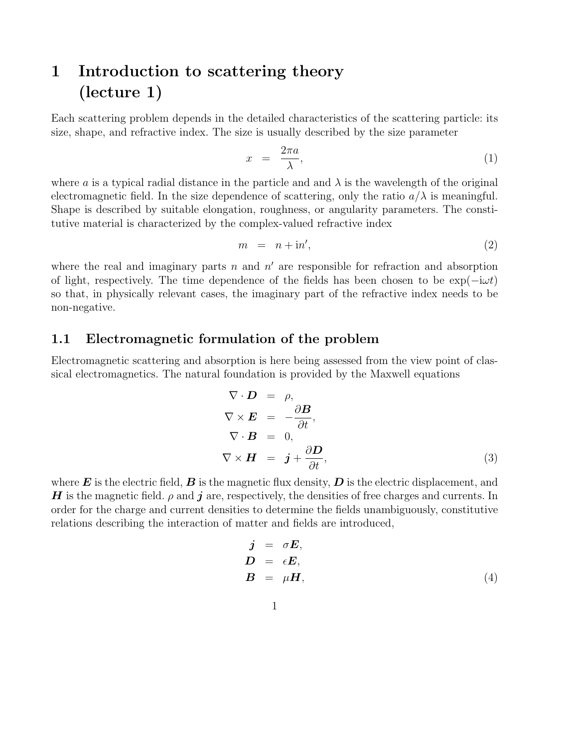# 1 Introduction to scattering theory (lecture 1)

Each scattering problem depends in the detailed characteristics of the scattering particle: its size, shape, and refractive index. The size is usually described by the size parameter

$$x = \frac{2\pi a}{\lambda}, \tag{1}$$

where $a$ is a typical radial distance in the particle and and $\lambda$ is the wavelength of the original electromagnetic field. In the size dependence of scattering, only the ratio $a/\lambda$ is meaningful. Shape is described by suitable elongation, roughness, or angularity parameters. The constitutive material is characterized by the complex-valued refractive index

$$m = n + \mathrm{i}n', \tag{2}$$

where the real and imaginary parts $n$ and $n'$ are responsible for refraction and absorption of light, respectively. The time dependence of the fields has been chosen to be $\exp(-\mathrm{i}\omega t)$ so that, in physically relevant cases, the imaginary part of the refractive index needs to be non-negative.

## 1.1 Electromagnetic formulation of the problem

Electromagnetic scattering and absorption is here being assessed from the view point of classical electromagnetics. The natural foundation is provided by the Maxwell equations

$$\begin{aligned}
\nabla \cdot \boldsymbol{D} &= \rho, \\
\nabla \times \boldsymbol{E} &= -\frac{\partial \boldsymbol{B}}{\partial t}, \\
\nabla \cdot \boldsymbol{B} &= 0, \\
\nabla \times \boldsymbol{H} &= \boldsymbol{j} + \frac{\partial \boldsymbol{D}}{\partial t},
\end{aligned} \tag{3}$$

where $\boldsymbol{E}$ is the electric field, $\boldsymbol{B}$ is the magnetic flux density, $\boldsymbol{D}$ is the electric displacement, and $\boldsymbol{H}$ is the magnetic field. $\rho$ and $\boldsymbol{j}$ are, respectively, the densities of free charges and currents. In order for the charge and current densities to determine the fields unambiguously, constitutive relations describing the interaction of matter and fields are introduced,

$$\begin{aligned}
\boldsymbol{j} &= \sigma \boldsymbol{E}, \\
\boldsymbol{D} &= \epsilon \boldsymbol{E}, \\
\boldsymbol{B} &= \mu \boldsymbol{H},
\end{aligned} \tag{4}$$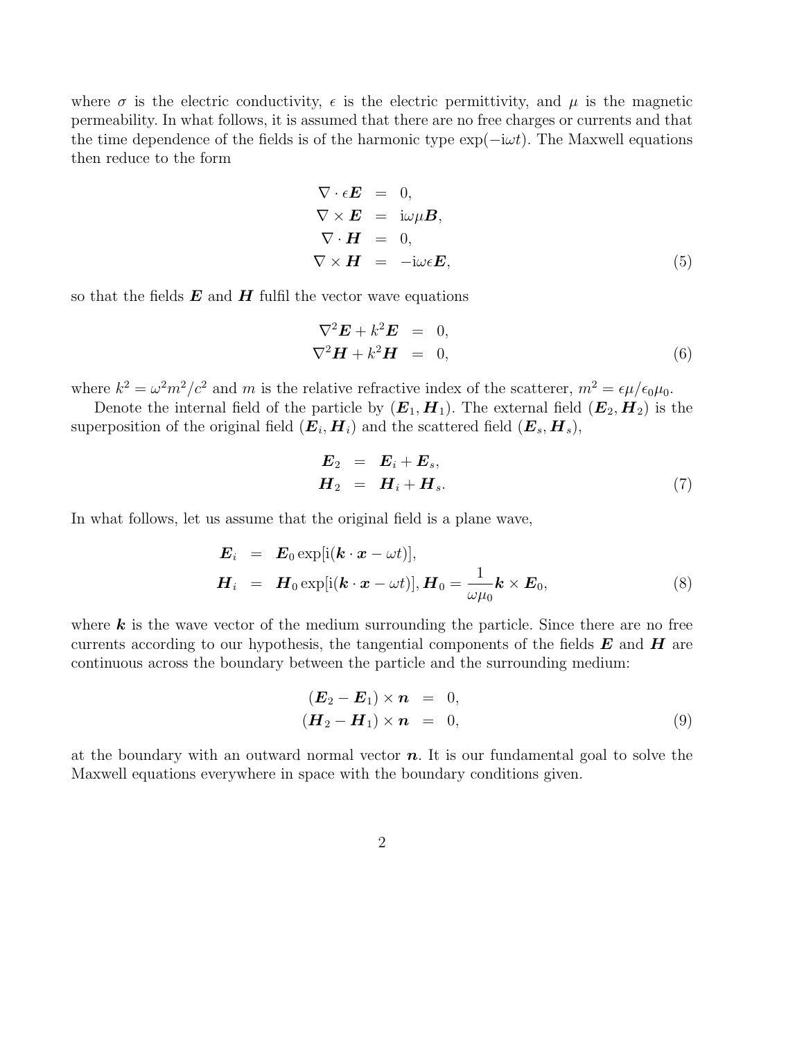where $\sigma$ is the electric conductivity, $\epsilon$ is the electric permittivity, and $\mu$ is the magnetic permeability. In what follows, it is assumed that there are no free charges or currents and that the time dependence of the fields is of the harmonic type $\exp(-\mathrm{i}\omega t)$. The Maxwell equations then reduce to the form

$$
\begin{aligned}
\nabla \cdot \epsilon \boldsymbol{E} &= 0, \\
\nabla \times \boldsymbol{E} &= \mathrm{i}\omega\mu \boldsymbol{B}, \\
\nabla \cdot \boldsymbol{H} &= 0, \\
\nabla \times \boldsymbol{H} &= -\mathrm{i}\omega\epsilon \boldsymbol{E},
\end{aligned} \tag{5}
$$

so that the fields $\boldsymbol{E}$ and $\boldsymbol{H}$ fulfil the vector wave equations

$$
\begin{aligned}
\nabla^2 \boldsymbol{E} + k^2 \boldsymbol{E} &= 0, \\
\nabla^2 \boldsymbol{H} + k^2 \boldsymbol{H} &= 0,
\end{aligned} \tag{6}
$$

where $k^2 = \omega^2 m^2 / c^2$ and $m$ is the relative refractive index of the scatterer, $m^2 = \epsilon\mu/\epsilon_0\mu_0$.

Denote the internal field of the particle by $(\boldsymbol{E}_1, \boldsymbol{H}_1)$. The external field $(\boldsymbol{E}_2, \boldsymbol{H}_2)$ is the superposition of the original field $(\boldsymbol{E}_i, \boldsymbol{H}_i)$ and the scattered field $(\boldsymbol{E}_s, \boldsymbol{H}_s)$,

$$
\begin{aligned}
\boldsymbol{E}_2 &= \boldsymbol{E}_i + \boldsymbol{E}_s, \\
\boldsymbol{H}_2 &= \boldsymbol{H}_i + \boldsymbol{H}_s.
\end{aligned} \tag{7}
$$

In what follows, let us assume that the original field is a plane wave,

$$
\begin{aligned}
\boldsymbol{E}_i &= \boldsymbol{E}_0 \exp[\mathrm{i}(\boldsymbol{k} \cdot \boldsymbol{x} - \omega t)], \\
\boldsymbol{H}_i &= \boldsymbol{H}_0 \exp[\mathrm{i}(\boldsymbol{k} \cdot \boldsymbol{x} - \omega t)], \boldsymbol{H}_0 = \frac{1}{\omega\mu_0} \boldsymbol{k} \times \boldsymbol{E}_0,
\end{aligned} \tag{8}
$$

where $\boldsymbol{k}$ is the wave vector of the medium surrounding the particle. Since there are no free currents according to our hypothesis, the tangential components of the fields $\boldsymbol{E}$ and $\boldsymbol{H}$ are continuous across the boundary between the particle and the surrounding medium:

$$
\begin{aligned}
(\boldsymbol{E}_2 - \boldsymbol{E}_1) \times \boldsymbol{n} &= 0, \\
(\boldsymbol{H}_2 - \boldsymbol{H}_1) \times \boldsymbol{n} &= 0,
\end{aligned} \tag{9}
$$

at the boundary with an outward normal vector $\boldsymbol{n}$. It is our fundamental goal to solve the Maxwell equations everywhere in space with the boundary conditions given.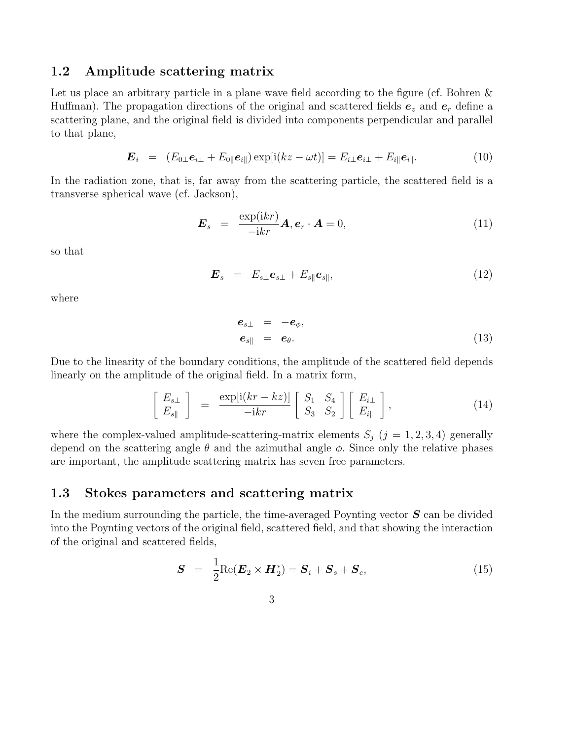### 1.2 Amplitude scattering matrix

Let us place an arbitrary particle in a plane wave field according to the figure (cf. Bohren & Huffman). The propagation directions of the original and scattered fields $\boldsymbol{e}_z$ and $\boldsymbol{e}_r$ define a scattering plane, and the original field is divided into components perpendicular and parallel to that plane,

$$\boldsymbol{E}_i \;=\; (E_{0\perp}\boldsymbol{e}_{i\perp} + E_{0\|}\boldsymbol{e}_{i\|})\exp[\mathrm{i}(kz - \omega t)] = E_{i\perp}\boldsymbol{e}_{i\perp} + E_{i\|}\boldsymbol{e}_{i\|}. \tag{10}$$

In the radiation zone, that is, far away from the scattering particle, the scattered field is a transverse spherical wave (cf. Jackson),

$$\boldsymbol{E}_s \;=\; \frac{\exp(\mathrm{i}kr)}{-\mathrm{i}kr}\boldsymbol{A}, \boldsymbol{e}_r \cdot \boldsymbol{A} = 0, \tag{11}$$

so that

$$\boldsymbol{E}_s \;=\; E_{s\perp}\boldsymbol{e}_{s\perp} + E_{s\|}\boldsymbol{e}_{s\|}, \tag{12}$$

where

$$\begin{aligned} \boldsymbol{e}_{s\perp} &= -\boldsymbol{e}_{\phi}, \\ \boldsymbol{e}_{s\|} &= \boldsymbol{e}_{\theta}. \end{aligned} \tag{13}$$

Due to the linearity of the boundary conditions, the amplitude of the scattered field depends linearly on the amplitude of the original field. In a matrix form,

$$\begin{bmatrix} E_{s\perp} \\ E_{s\|} \end{bmatrix} \;=\; \frac{\exp[\mathrm{i}(kr - kz)]}{-\mathrm{i}kr} \begin{bmatrix} S_1 & S_4 \\ S_3 & S_2 \end{bmatrix} \begin{bmatrix} E_{i\perp} \\ E_{i\|} \end{bmatrix}, \tag{14}$$

where the complex-valued amplitude-scattering-matrix elements $S_j$ $(j = 1, 2, 3, 4)$ generally depend on the scattering angle $\theta$ and the azimuthal angle $\phi$. Since only the relative phases are important, the amplitude scattering matrix has seven free parameters.

### 1.3 Stokes parameters and scattering matrix

In the medium surrounding the particle, the time-averaged Poynting vector $\boldsymbol{S}$ can be divided into the Poynting vectors of the original field, scattered field, and that showing the interaction of the original and scattered fields,

$$\boldsymbol{S} \;=\; \frac{1}{2}\mathrm{Re}(\boldsymbol{E}_2 \times \boldsymbol{H}_2^*) = \boldsymbol{S}_i + \boldsymbol{S}_s + \boldsymbol{S}_e, \tag{15}$$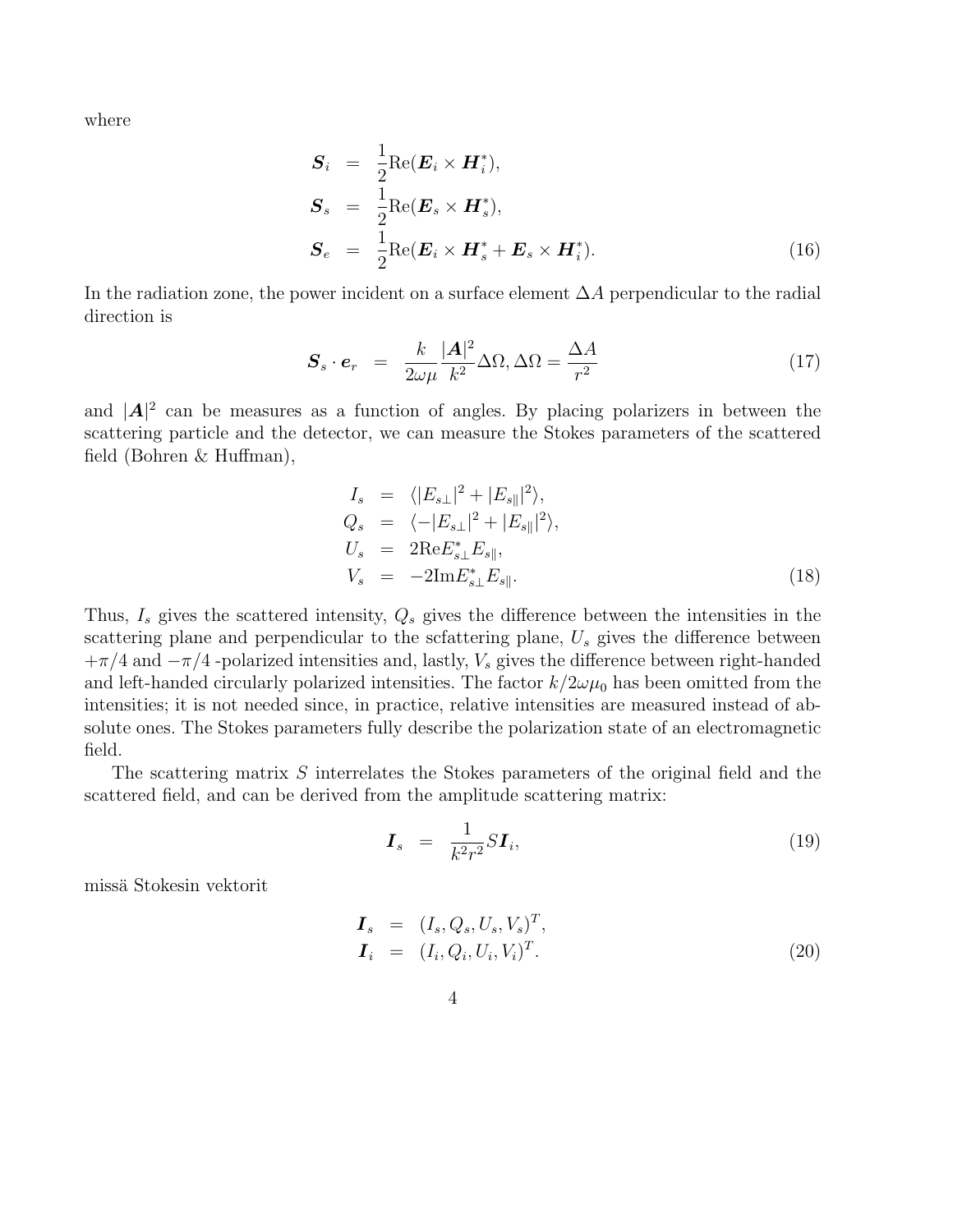where

$$
\begin{aligned}
\boldsymbol{S}_i &= \frac{1}{2}\mathrm{Re}(\boldsymbol{E}_i \times \boldsymbol{H}_i^*), \\
\boldsymbol{S}_s &= \frac{1}{2}\mathrm{Re}(\boldsymbol{E}_s \times \boldsymbol{H}_s^*), \\
\boldsymbol{S}_e &= \frac{1}{2}\mathrm{Re}(\boldsymbol{E}_i \times \boldsymbol{H}_s^* + \boldsymbol{E}_s \times \boldsymbol{H}_i^*).
\end{aligned} \tag{16}
$$

In the radiation zone, the power incident on a surface element $\Delta A$ perpendicular to the radial direction is

$$
\boldsymbol{S}_s \cdot \boldsymbol{e}_r = \frac{k}{2\omega\mu}\frac{|\boldsymbol{A}|^2}{k^2}\Delta\Omega, \Delta\Omega = \frac{\Delta A}{r^2} \tag{17}
$$

and $|\boldsymbol{A}|^2$ can be measures as a function of angles. By placing polarizers in between the scattering particle and the detector, we can measure the Stokes parameters of the scattered field (Bohren & Huffman),

$$
\begin{aligned}
I_s &= \langle |E_{s\perp}|^2 + |E_{s\parallel}|^2 \rangle, \\
Q_s &= \langle -|E_{s\perp}|^2 + |E_{s\parallel}|^2 \rangle, \\
U_s &= 2\mathrm{Re}E_{s\perp}^* E_{s\parallel}, \\
V_s &= -2\mathrm{Im}E_{s\perp}^* E_{s\parallel}.
\end{aligned} \tag{18}
$$

Thus, $I_s$ gives the scattered intensity, $Q_s$ gives the difference between the intensities in the scattering plane and perpendicular to the scfattering plane, $U_s$ gives the difference between $+\pi/4$ and $-\pi/4$ -polarized intensities and, lastly, $V_s$ gives the difference between right-handed and left-handed circularly polarized intensities. The factor $k/2\omega\mu_0$ has been omitted from the intensities; it is not needed since, in practice, relative intensities are measured instead of absolute ones. The Stokes parameters fully describe the polarization state of an electromagnetic field.

The scattering matrix $S$ interrelates the Stokes parameters of the original field and the scattered field, and can be derived from the amplitude scattering matrix:

$$
\boldsymbol{I}_s = \frac{1}{k^2 r^2} S \boldsymbol{I}_i, \tag{19}
$$

missä Stokesin vektorit

$$
\begin{aligned}
\boldsymbol{I}_s &= (I_s, Q_s, U_s, V_s)^T, \\
\boldsymbol{I}_i &= (I_i, Q_i, U_i, V_i)^T.
\end{aligned} \tag{20}
$$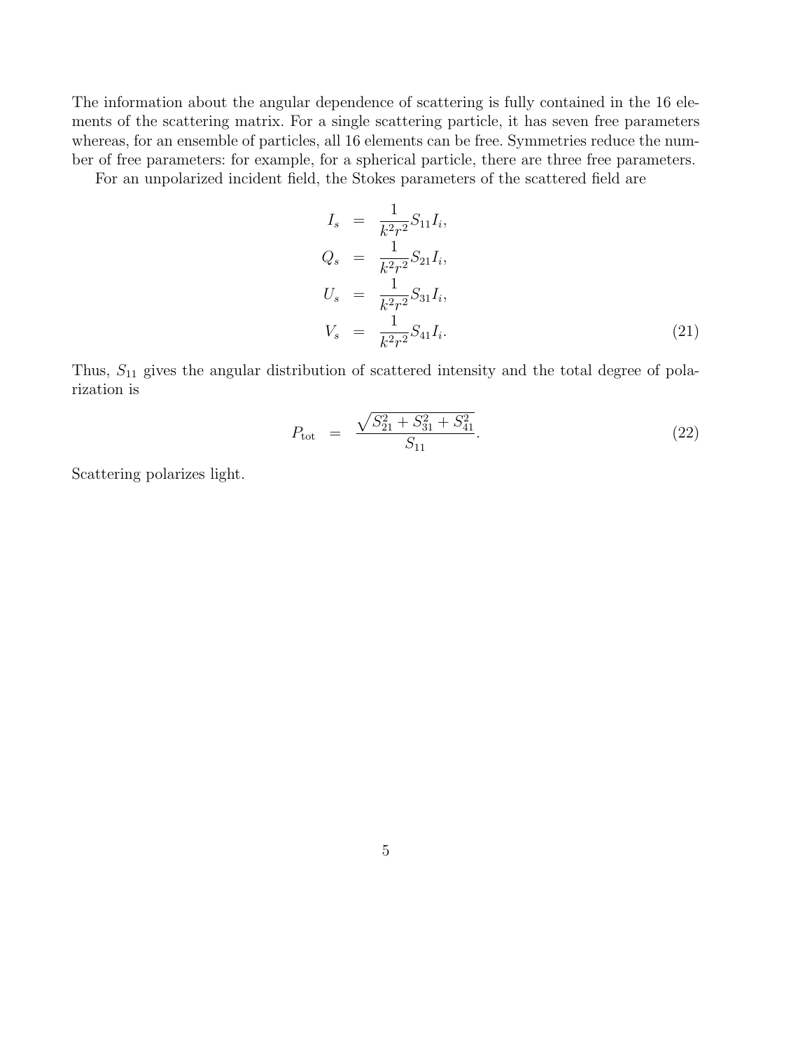The information about the angular dependence of scattering is fully contained in the 16 elements of the scattering matrix. For a single scattering particle, it has seven free parameters whereas, for an ensemble of particles, all 16 elements can be free. Symmetries reduce the number of free parameters: for example, for a spherical particle, there are three free parameters.

For an unpolarized incident field, the Stokes parameters of the scattered field are

$$
\begin{aligned}
I_s &= \frac{1}{k^2 r^2} S_{11} I_i, \\
Q_s &= \frac{1}{k^2 r^2} S_{21} I_i, \\
U_s &= \frac{1}{k^2 r^2} S_{31} I_i, \\
V_s &= \frac{1}{k^2 r^2} S_{41} I_i. \qquad (21)
\end{aligned}
$$

Thus, $S_{11}$ gives the angular distribution of scattered intensity and the total degree of polarization is

$$
P_{\text{tot}} = \frac{\sqrt{S_{21}^2 + S_{31}^2 + S_{41}^2}}{S_{11}}. \qquad (22)
$$

Scattering polarizes light.